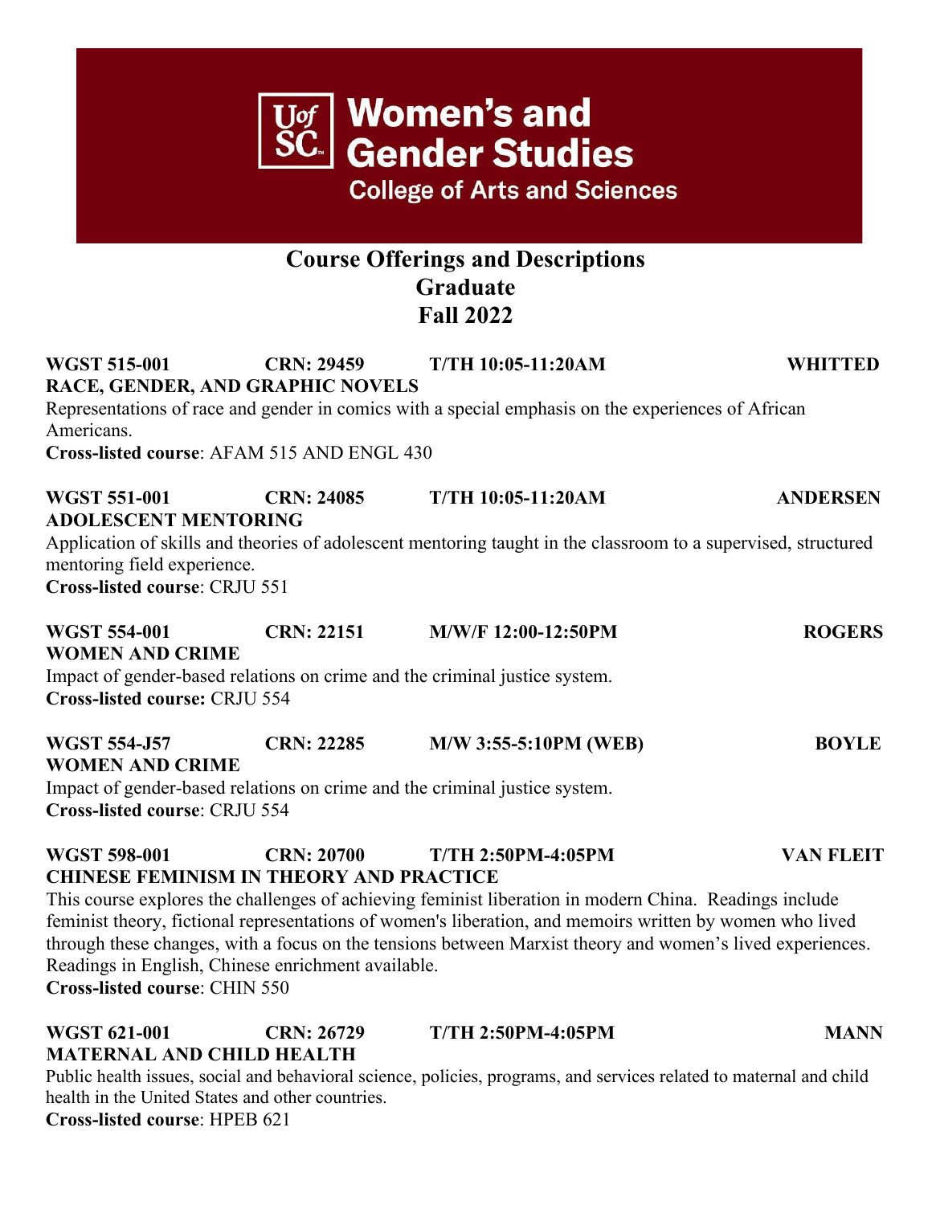# Women's and Gender Studies

College of Arts and Sciences

## Course Offerings and Descriptions
## Graduate
## Fall 2022

**WGST 515-001 CRN: 29459 T/TH 10:05-11:20AM WHITTED**
**RACE, GENDER, AND GRAPHIC NOVELS**
Representations of race and gender in comics with a special emphasis on the experiences of African Americans.
**Cross-listed course**: AFAM 515 AND ENGL 430

**WGST 551-001 CRN: 24085 T/TH 10:05-11:20AM ANDERSEN**
**ADOLESCENT MENTORING**
Application of skills and theories of adolescent mentoring taught in the classroom to a supervised, structured mentoring field experience.
**Cross-listed course**: CRJU 551

**WGST 554-001 CRN: 22151 M/W/F 12:00-12:50PM ROGERS**
**WOMEN AND CRIME**
Impact of gender-based relations on crime and the criminal justice system.
**Cross-listed course:** CRJU 554

**WGST 554-J57 CRN: 22285 M/W 3:55-5:10PM (WEB) BOYLE**
**WOMEN AND CRIME**
Impact of gender-based relations on crime and the criminal justice system.
**Cross-listed course**: CRJU 554

**WGST 598-001 CRN: 20700 T/TH 2:50PM-4:05PM VAN FLEIT**
**CHINESE FEMINISM IN THEORY AND PRACTICE**
This course explores the challenges of achieving feminist liberation in modern China. Readings include feminist theory, fictional representations of women's liberation, and memoirs written by women who lived through these changes, with a focus on the tensions between Marxist theory and women's lived experiences. Readings in English, Chinese enrichment available.
**Cross-listed course**: CHIN 550

**WGST 621-001 CRN: 26729 T/TH 2:50PM-4:05PM MANN**
**MATERNAL AND CHILD HEALTH**
Public health issues, social and behavioral science, policies, programs, and services related to maternal and child health in the United States and other countries.
**Cross-listed course**: HPEB 621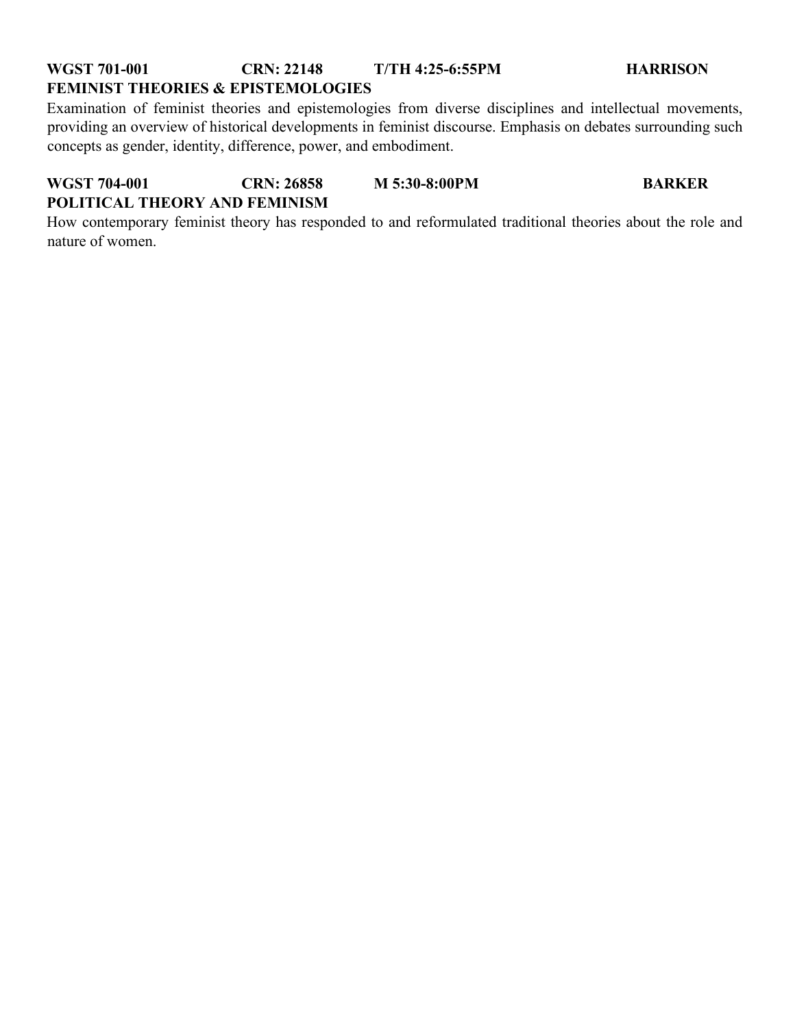**WGST 701-001 CRN: 22148 T/TH 4:25-6:55PM HARRISON**
**FEMINIST THEORIES & EPISTEMOLOGIES**

Examination of feminist theories and epistemologies from diverse disciplines and intellectual movements, providing an overview of historical developments in feminist discourse. Emphasis on debates surrounding such concepts as gender, identity, difference, power, and embodiment.

**WGST 704-001 CRN: 26858 M 5:30-8:00PM BARKER**
**POLITICAL THEORY AND FEMINISM**

How contemporary feminist theory has responded to and reformulated traditional theories about the role and nature of women.